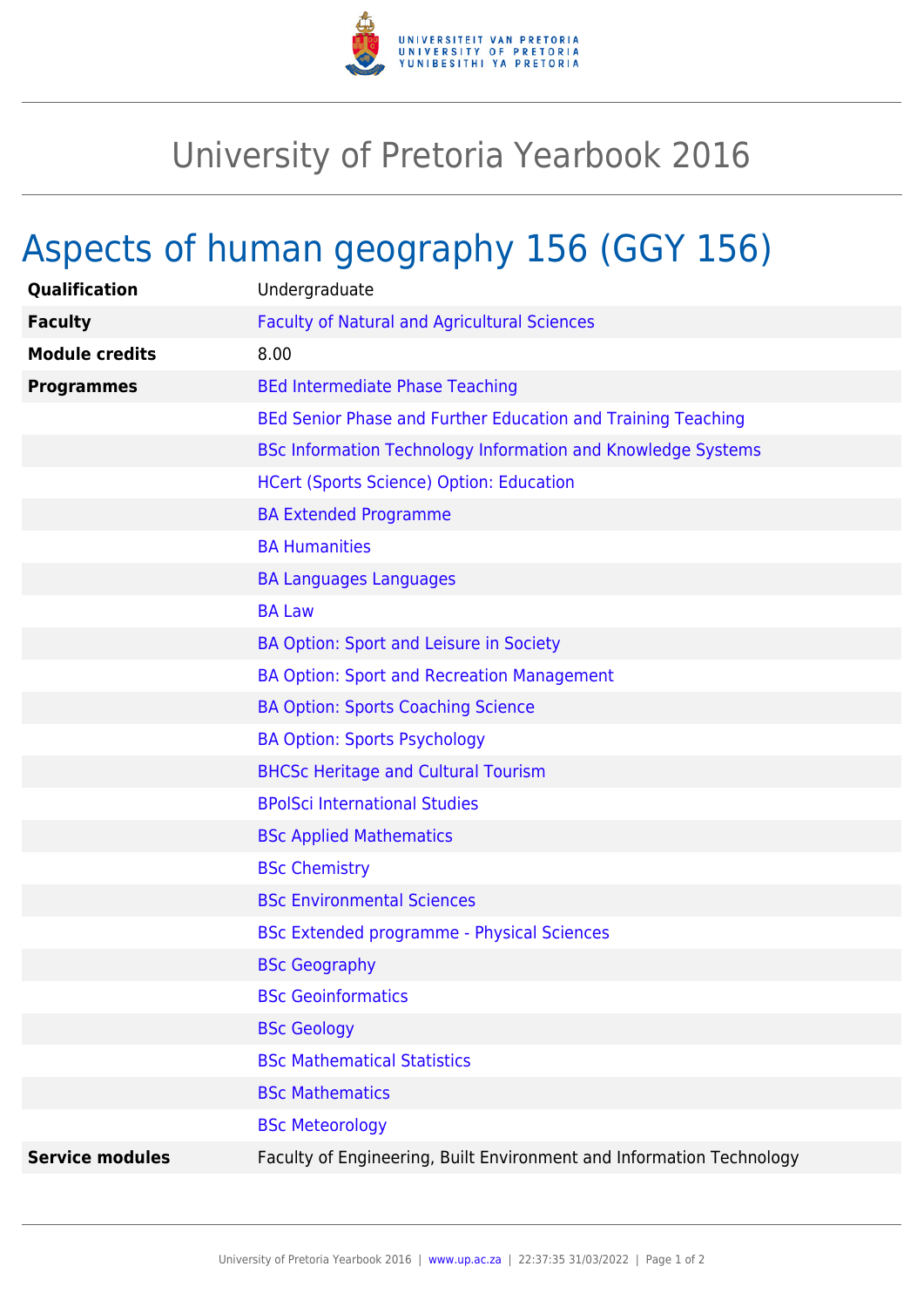# University of Pretoria Yearbook 2016

## Aspects of human geography 156 (GGY 156)

| | |
|---|---|
| **Qualification** | Undergraduate |
| **Faculty** | Faculty of Natural and Agricultural Sciences |
| **Module credits** | 8.00 |
| **Programmes** | BEd Intermediate Phase Teaching |
| | BEd Senior Phase and Further Education and Training Teaching |
| | BSc Information Technology Information and Knowledge Systems |
| | HCert (Sports Science) Option: Education |
| | BA Extended Programme |
| | BA Humanities |
| | BA Languages Languages |
| | BA Law |
| | BA Option: Sport and Leisure in Society |
| | BA Option: Sport and Recreation Management |
| | BA Option: Sports Coaching Science |
| | BA Option: Sports Psychology |
| | BHCSc Heritage and Cultural Tourism |
| | BPolSci International Studies |
| | BSc Applied Mathematics |
| | BSc Chemistry |
| | BSc Environmental Sciences |
| | BSc Extended programme - Physical Sciences |
| | BSc Geography |
| | BSc Geoinformatics |
| | BSc Geology |
| | BSc Mathematical Statistics |
| | BSc Mathematics |
| | BSc Meteorology |
| **Service modules** | Faculty of Engineering, Built Environment and Information Technology |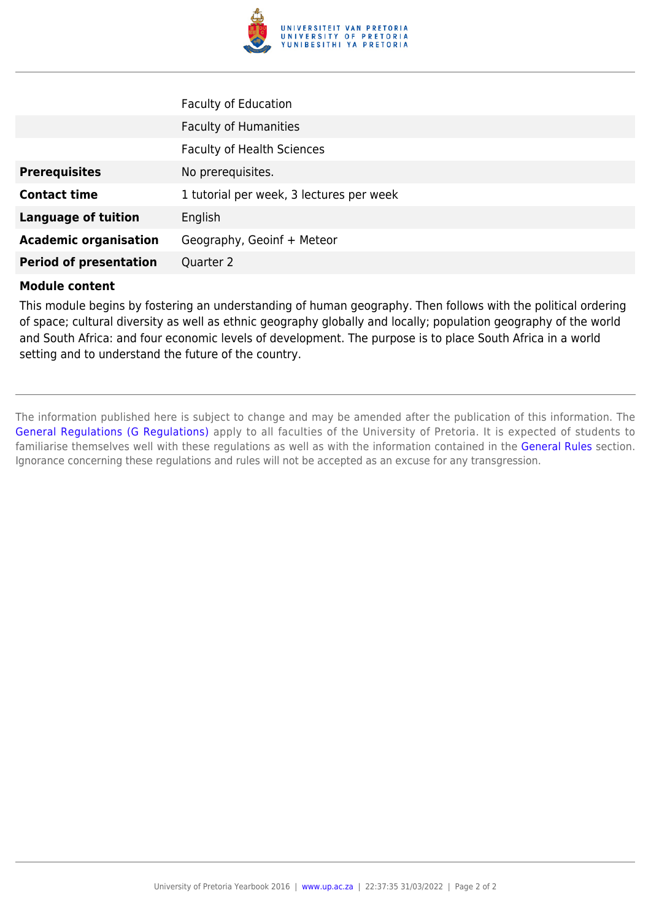| | |
|---|---|
| | Faculty of Education |
| | Faculty of Humanities |
| | Faculty of Health Sciences |
| **Prerequisites** | No prerequisites. |
| **Contact time** | 1 tutorial per week, 3 lectures per week |
| **Language of tuition** | English |
| **Academic organisation** | Geography, Geoinf + Meteor |
| **Period of presentation** | Quarter 2 |

**Module content**

This module begins by fostering an understanding of human geography. Then follows with the political ordering of space; cultural diversity as well as ethnic geography globally and locally; population geography of the world and South Africa: and four economic levels of development. The purpose is to place South Africa in a world setting and to understand the future of the country.

The information published here is subject to change and may be amended after the publication of this information. The General Regulations (G Regulations) apply to all faculties of the University of Pretoria. It is expected of students to familiarise themselves well with these regulations as well as with the information contained in the General Rules section. Ignorance concerning these regulations and rules will not be accepted as an excuse for any transgression.